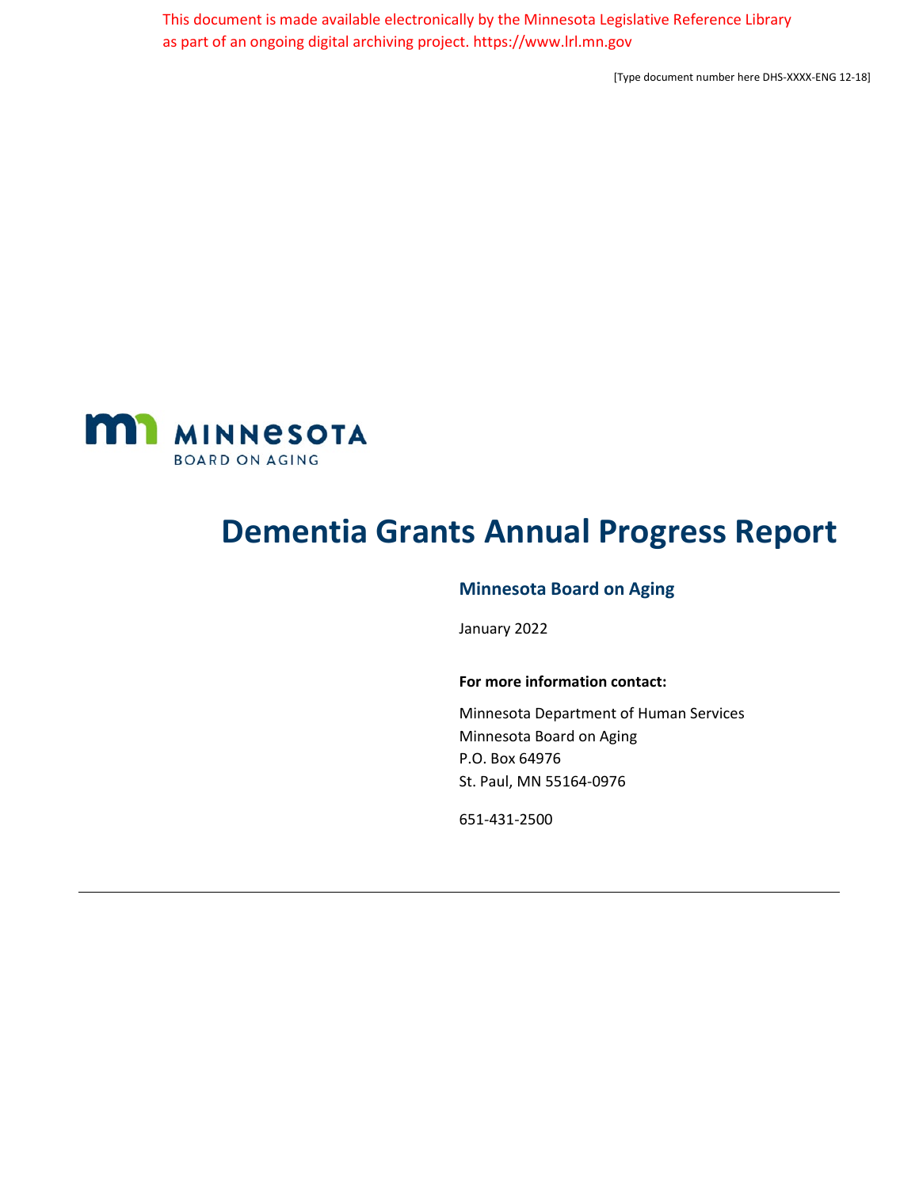This document is made available electronically by the Minnesota Legislative Reference Library as part of an ongoing digital archiving project. https://www.lrl.mn.gov

[Type document number here DHS-XXXX-ENG 12-18]

MINNESOTA
BOARD ON AGING

# Dementia Grants Annual Progress Report

## Minnesota Board on Aging

January 2022

**For more information contact:**

Minnesota Department of Human Services
Minnesota Board on Aging
P.O. Box 64976
St. Paul, MN 55164-0976

651-431-2500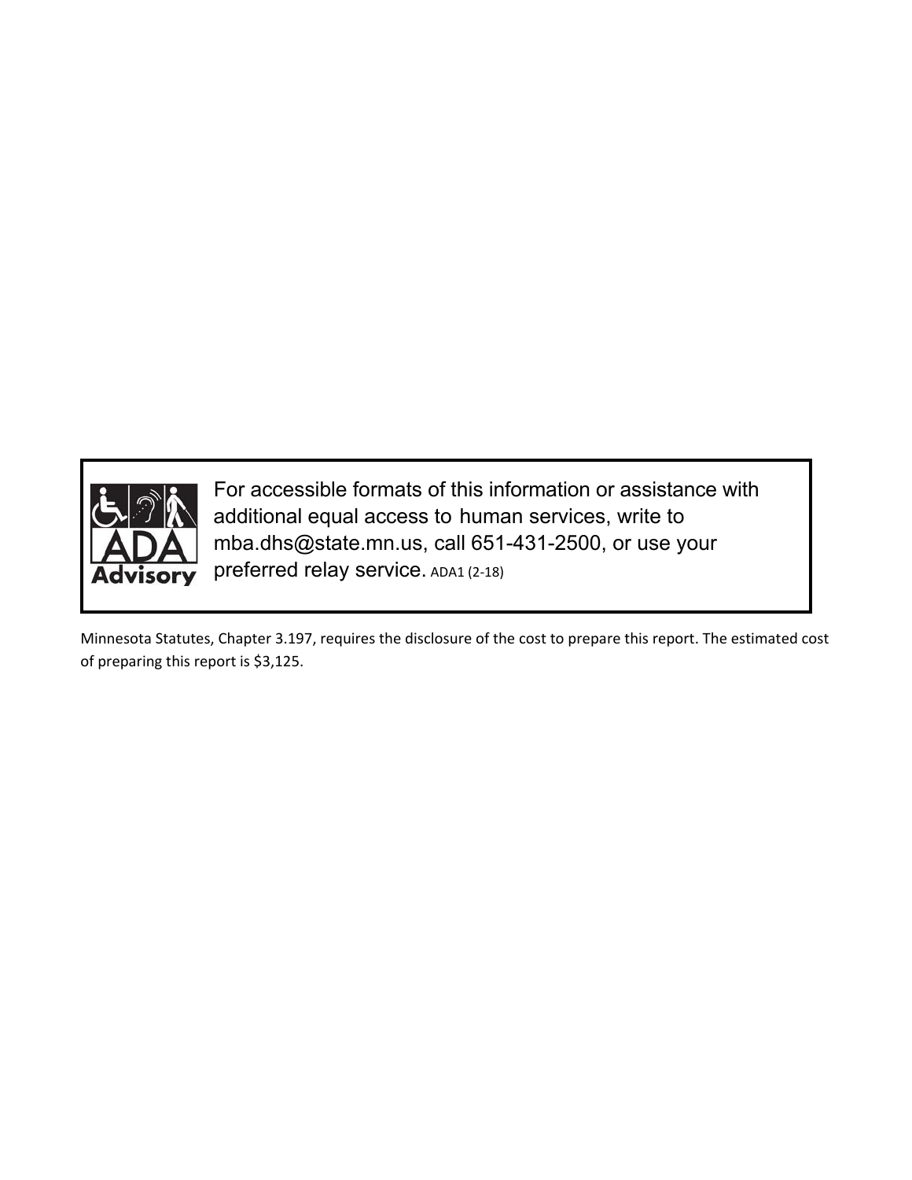For accessible formats of this information or assistance with additional equal access to human services, write to mba.dhs@state.mn.us, call 651-431-2500, or use your preferred relay service. ADA1 (2-18)

Minnesota Statutes, Chapter 3.197, requires the disclosure of the cost to prepare this report. The estimated cost of preparing this report is $3,125.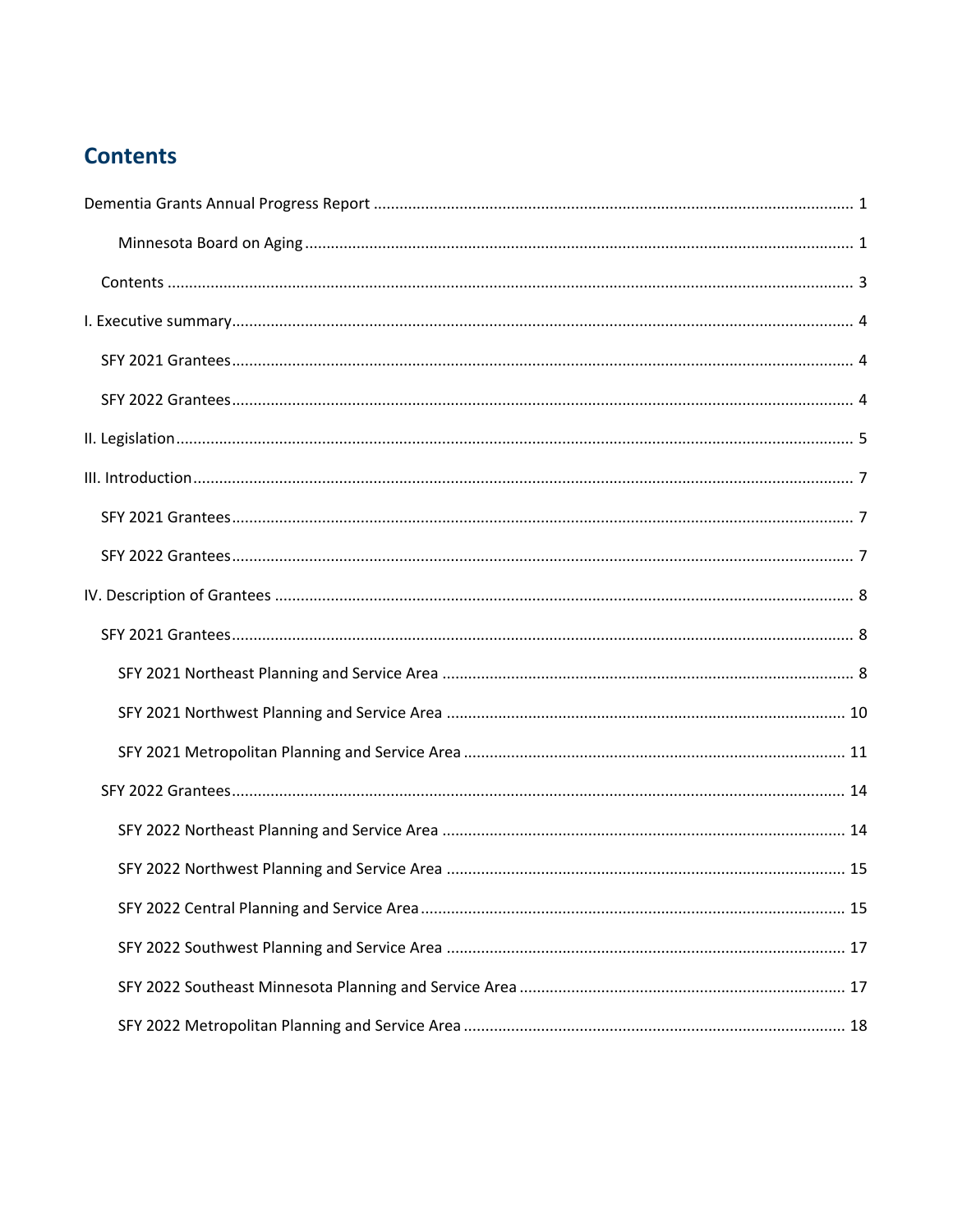## Contents

Dementia Grants Annual Progress Report ........................................................................................................ 1

- Minnesota Board on Aging ........................................................................................................ 1

Contents ........................................................................................................................................ 3

I. Executive summary ........................................................................................................................ 4

- SFY 2021 Grantees ........................................................................................................................ 4
- SFY 2022 Grantees ........................................................................................................................ 4

II. Legislation ........................................................................................................................................ 5

III. Introduction ........................................................................................................................................ 7

- SFY 2021 Grantees ........................................................................................................................ 7
- SFY 2022 Grantees ........................................................................................................................ 7

IV. Description of Grantees ........................................................................................................................ 8

- SFY 2021 Grantees ........................................................................................................................ 8
  - SFY 2021 Northeast Planning and Service Area ........................................................................................ 8
  - SFY 2021 Northwest Planning and Service Area ........................................................................................ 10
  - SFY 2021 Metropolitan Planning and Service Area ........................................................................................ 11
- SFY 2022 Grantees ........................................................................................................................ 14
  - SFY 2022 Northeast Planning and Service Area ........................................................................................ 14
  - SFY 2022 Northwest Planning and Service Area ........................................................................................ 15
  - SFY 2022 Central Planning and Service Area ........................................................................................ 15
  - SFY 2022 Southwest Planning and Service Area ........................................................................................ 17
  - SFY 2022 Southeast Minnesota Planning and Service Area ........................................................................................ 17
  - SFY 2022 Metropolitan Planning and Service Area ........................................................................................ 18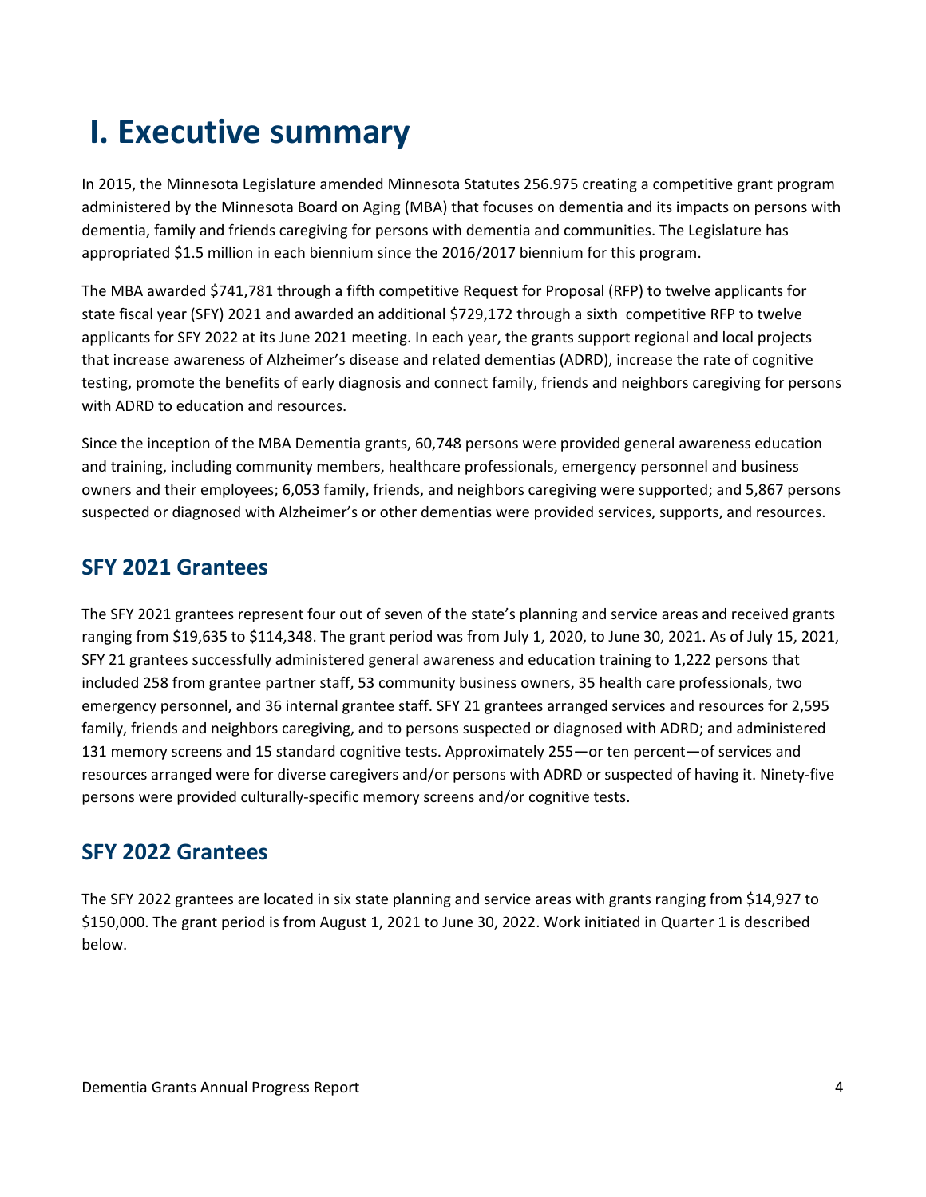# I. Executive summary

In 2015, the Minnesota Legislature amended Minnesota Statutes 256.975 creating a competitive grant program administered by the Minnesota Board on Aging (MBA) that focuses on dementia and its impacts on persons with dementia, family and friends caregiving for persons with dementia and communities. The Legislature has appropriated $1.5 million in each biennium since the 2016/2017 biennium for this program.

The MBA awarded $741,781 through a fifth competitive Request for Proposal (RFP) to twelve applicants for state fiscal year (SFY) 2021 and awarded an additional $729,172 through a sixth competitive RFP to twelve applicants for SFY 2022 at its June 2021 meeting. In each year, the grants support regional and local projects that increase awareness of Alzheimer's disease and related dementias (ADRD), increase the rate of cognitive testing, promote the benefits of early diagnosis and connect family, friends and neighbors caregiving for persons with ADRD to education and resources.

Since the inception of the MBA Dementia grants, 60,748 persons were provided general awareness education and training, including community members, healthcare professionals, emergency personnel and business owners and their employees; 6,053 family, friends, and neighbors caregiving were supported; and 5,867 persons suspected or diagnosed with Alzheimer's or other dementias were provided services, supports, and resources.

## SFY 2021 Grantees

The SFY 2021 grantees represent four out of seven of the state's planning and service areas and received grants ranging from $19,635 to $114,348. The grant period was from July 1, 2020, to June 30, 2021. As of July 15, 2021, SFY 21 grantees successfully administered general awareness and education training to 1,222 persons that included 258 from grantee partner staff, 53 community business owners, 35 health care professionals, two emergency personnel, and 36 internal grantee staff. SFY 21 grantees arranged services and resources for 2,595 family, friends and neighbors caregiving, and to persons suspected or diagnosed with ADRD; and administered 131 memory screens and 15 standard cognitive tests. Approximately 255—or ten percent—of services and resources arranged were for diverse caregivers and/or persons with ADRD or suspected of having it. Ninety-five persons were provided culturally-specific memory screens and/or cognitive tests.

## SFY 2022 Grantees

The SFY 2022 grantees are located in six state planning and service areas with grants ranging from $14,927 to $150,000. The grant period is from August 1, 2021 to June 30, 2022. Work initiated in Quarter 1 is described below.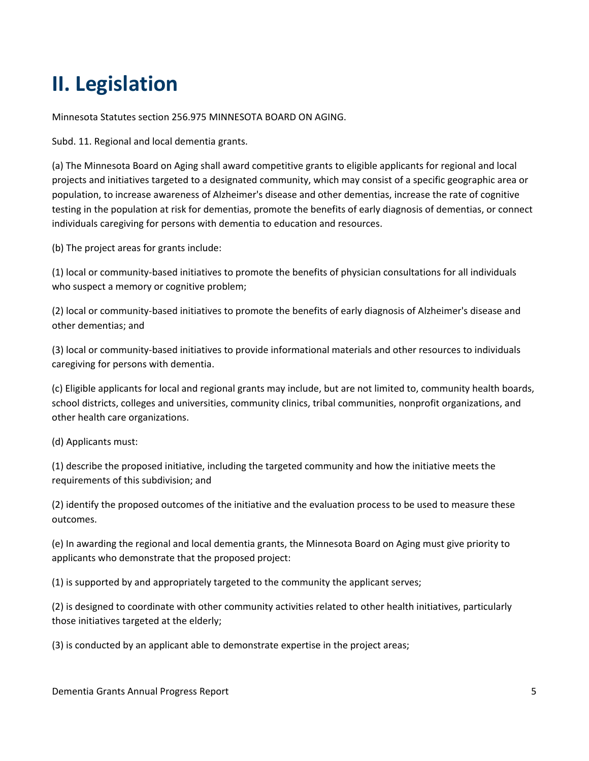# II. Legislation

Minnesota Statutes section 256.975 MINNESOTA BOARD ON AGING.

Subd. 11. Regional and local dementia grants.

(a) The Minnesota Board on Aging shall award competitive grants to eligible applicants for regional and local projects and initiatives targeted to a designated community, which may consist of a specific geographic area or population, to increase awareness of Alzheimer's disease and other dementias, increase the rate of cognitive testing in the population at risk for dementias, promote the benefits of early diagnosis of dementias, or connect individuals caregiving for persons with dementia to education and resources.

(b) The project areas for grants include:

(1) local or community-based initiatives to promote the benefits of physician consultations for all individuals who suspect a memory or cognitive problem;

(2) local or community-based initiatives to promote the benefits of early diagnosis of Alzheimer's disease and other dementias; and

(3) local or community-based initiatives to provide informational materials and other resources to individuals caregiving for persons with dementia.

(c) Eligible applicants for local and regional grants may include, but are not limited to, community health boards, school districts, colleges and universities, community clinics, tribal communities, nonprofit organizations, and other health care organizations.

(d) Applicants must:

(1) describe the proposed initiative, including the targeted community and how the initiative meets the requirements of this subdivision; and

(2) identify the proposed outcomes of the initiative and the evaluation process to be used to measure these outcomes.

(e) In awarding the regional and local dementia grants, the Minnesota Board on Aging must give priority to applicants who demonstrate that the proposed project:

(1) is supported by and appropriately targeted to the community the applicant serves;

(2) is designed to coordinate with other community activities related to other health initiatives, particularly those initiatives targeted at the elderly;

(3) is conducted by an applicant able to demonstrate expertise in the project areas;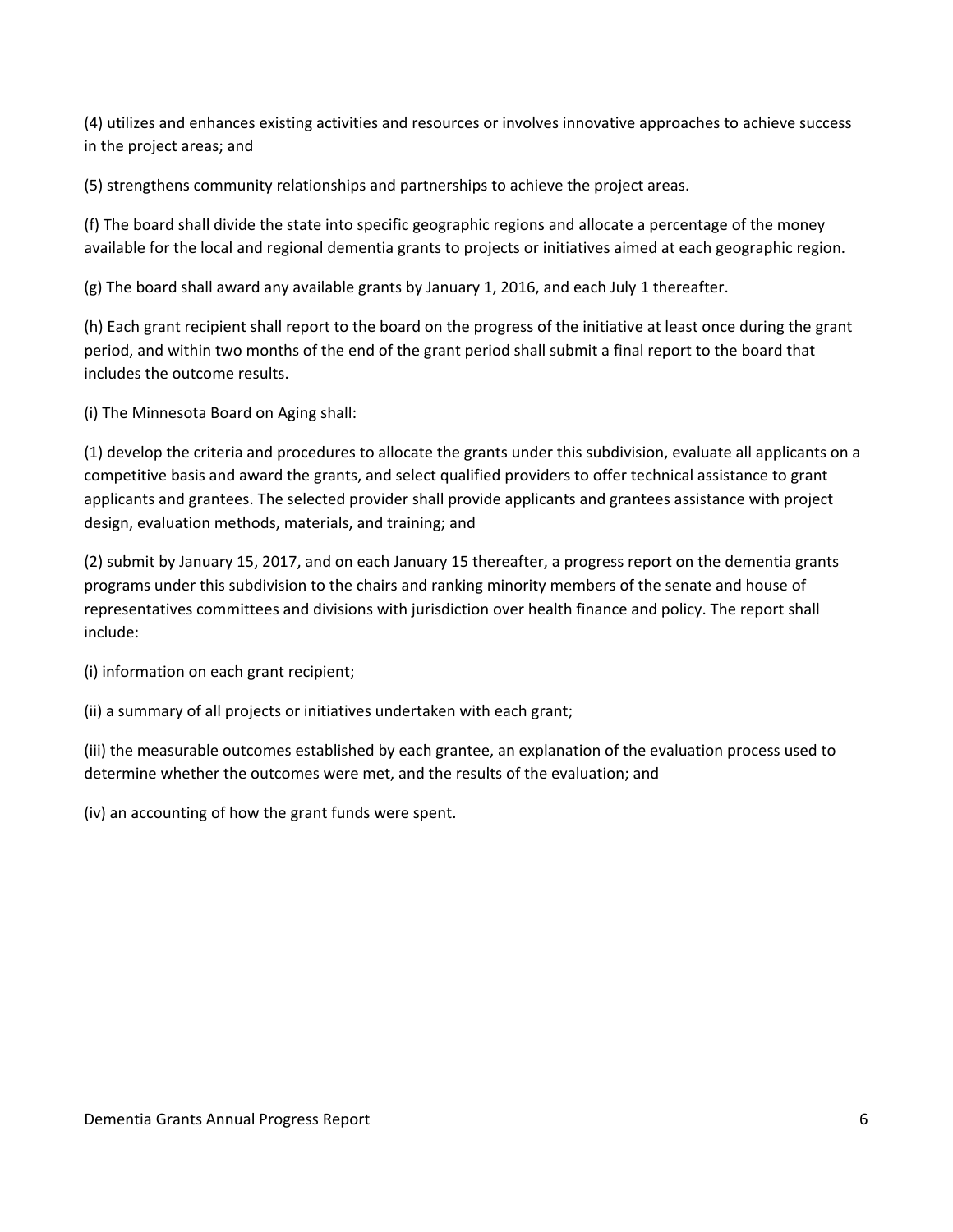(4) utilizes and enhances existing activities and resources or involves innovative approaches to achieve success in the project areas; and

(5) strengthens community relationships and partnerships to achieve the project areas.

(f) The board shall divide the state into specific geographic regions and allocate a percentage of the money available for the local and regional dementia grants to projects or initiatives aimed at each geographic region.

(g) The board shall award any available grants by January 1, 2016, and each July 1 thereafter.

(h) Each grant recipient shall report to the board on the progress of the initiative at least once during the grant period, and within two months of the end of the grant period shall submit a final report to the board that includes the outcome results.

(i) The Minnesota Board on Aging shall:

(1) develop the criteria and procedures to allocate the grants under this subdivision, evaluate all applicants on a competitive basis and award the grants, and select qualified providers to offer technical assistance to grant applicants and grantees. The selected provider shall provide applicants and grantees assistance with project design, evaluation methods, materials, and training; and

(2) submit by January 15, 2017, and on each January 15 thereafter, a progress report on the dementia grants programs under this subdivision to the chairs and ranking minority members of the senate and house of representatives committees and divisions with jurisdiction over health finance and policy. The report shall include:

(i) information on each grant recipient;

(ii) a summary of all projects or initiatives undertaken with each grant;

(iii) the measurable outcomes established by each grantee, an explanation of the evaluation process used to determine whether the outcomes were met, and the results of the evaluation; and

(iv) an accounting of how the grant funds were spent.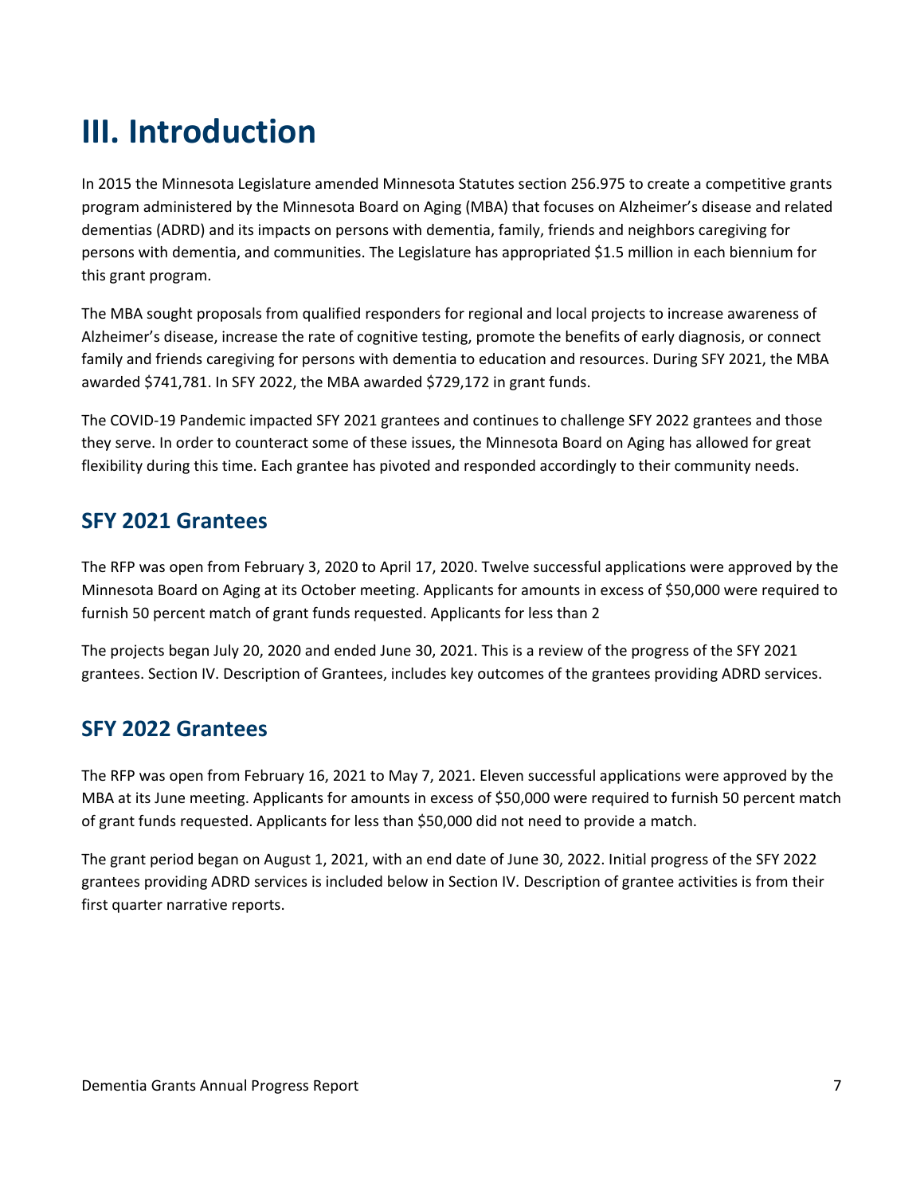# III. Introduction

In 2015 the Minnesota Legislature amended Minnesota Statutes section 256.975 to create a competitive grants program administered by the Minnesota Board on Aging (MBA) that focuses on Alzheimer's disease and related dementias (ADRD) and its impacts on persons with dementia, family, friends and neighbors caregiving for persons with dementia, and communities. The Legislature has appropriated $1.5 million in each biennium for this grant program.

The MBA sought proposals from qualified responders for regional and local projects to increase awareness of Alzheimer's disease, increase the rate of cognitive testing, promote the benefits of early diagnosis, or connect family and friends caregiving for persons with dementia to education and resources. During SFY 2021, the MBA awarded $741,781. In SFY 2022, the MBA awarded $729,172 in grant funds.

The COVID-19 Pandemic impacted SFY 2021 grantees and continues to challenge SFY 2022 grantees and those they serve. In order to counteract some of these issues, the Minnesota Board on Aging has allowed for great flexibility during this time. Each grantee has pivoted and responded accordingly to their community needs.

## SFY 2021 Grantees

The RFP was open from February 3, 2020 to April 17, 2020. Twelve successful applications were approved by the Minnesota Board on Aging at its October meeting. Applicants for amounts in excess of $50,000 were required to furnish 50 percent match of grant funds requested. Applicants for less than 2

The projects began July 20, 2020 and ended June 30, 2021. This is a review of the progress of the SFY 2021 grantees. Section IV. Description of Grantees, includes key outcomes of the grantees providing ADRD services.

## SFY 2022 Grantees

The RFP was open from February 16, 2021 to May 7, 2021. Eleven successful applications were approved by the MBA at its June meeting. Applicants for amounts in excess of $50,000 were required to furnish 50 percent match of grant funds requested. Applicants for less than $50,000 did not need to provide a match.

The grant period began on August 1, 2021, with an end date of June 30, 2022. Initial progress of the SFY 2022 grantees providing ADRD services is included below in Section IV. Description of grantee activities is from their first quarter narrative reports.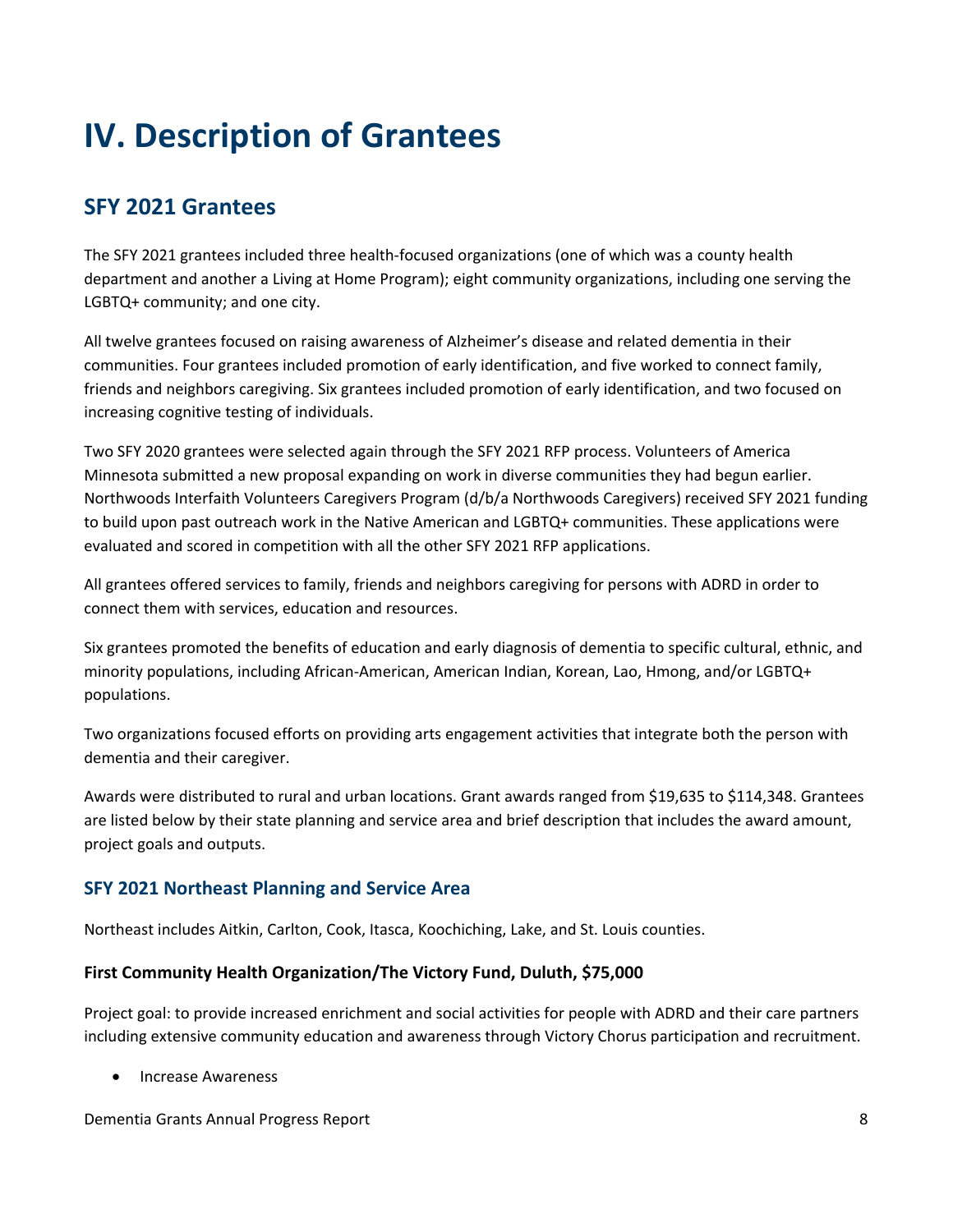# IV. Description of Grantees

## SFY 2021 Grantees

The SFY 2021 grantees included three health-focused organizations (one of which was a county health department and another a Living at Home Program); eight community organizations, including one serving the LGBTQ+ community; and one city.

All twelve grantees focused on raising awareness of Alzheimer's disease and related dementia in their communities. Four grantees included promotion of early identification, and five worked to connect family, friends and neighbors caregiving. Six grantees included promotion of early identification, and two focused on increasing cognitive testing of individuals.

Two SFY 2020 grantees were selected again through the SFY 2021 RFP process. Volunteers of America Minnesota submitted a new proposal expanding on work in diverse communities they had begun earlier. Northwoods Interfaith Volunteers Caregivers Program (d/b/a Northwoods Caregivers) received SFY 2021 funding to build upon past outreach work in the Native American and LGBTQ+ communities. These applications were evaluated and scored in competition with all the other SFY 2021 RFP applications.

All grantees offered services to family, friends and neighbors caregiving for persons with ADRD in order to connect them with services, education and resources.

Six grantees promoted the benefits of education and early diagnosis of dementia to specific cultural, ethnic, and minority populations, including African-American, American Indian, Korean, Lao, Hmong, and/or LGBTQ+ populations.

Two organizations focused efforts on providing arts engagement activities that integrate both the person with dementia and their caregiver.

Awards were distributed to rural and urban locations. Grant awards ranged from $19,635 to $114,348. Grantees are listed below by their state planning and service area and brief description that includes the award amount, project goals and outputs.

### SFY 2021 Northeast Planning and Service Area

Northeast includes Aitkin, Carlton, Cook, Itasca, Koochiching, Lake, and St. Louis counties.

**First Community Health Organization/The Victory Fund, Duluth, $75,000**

Project goal: to provide increased enrichment and social activities for people with ADRD and their care partners including extensive community education and awareness through Victory Chorus participation and recruitment.

- Increase Awareness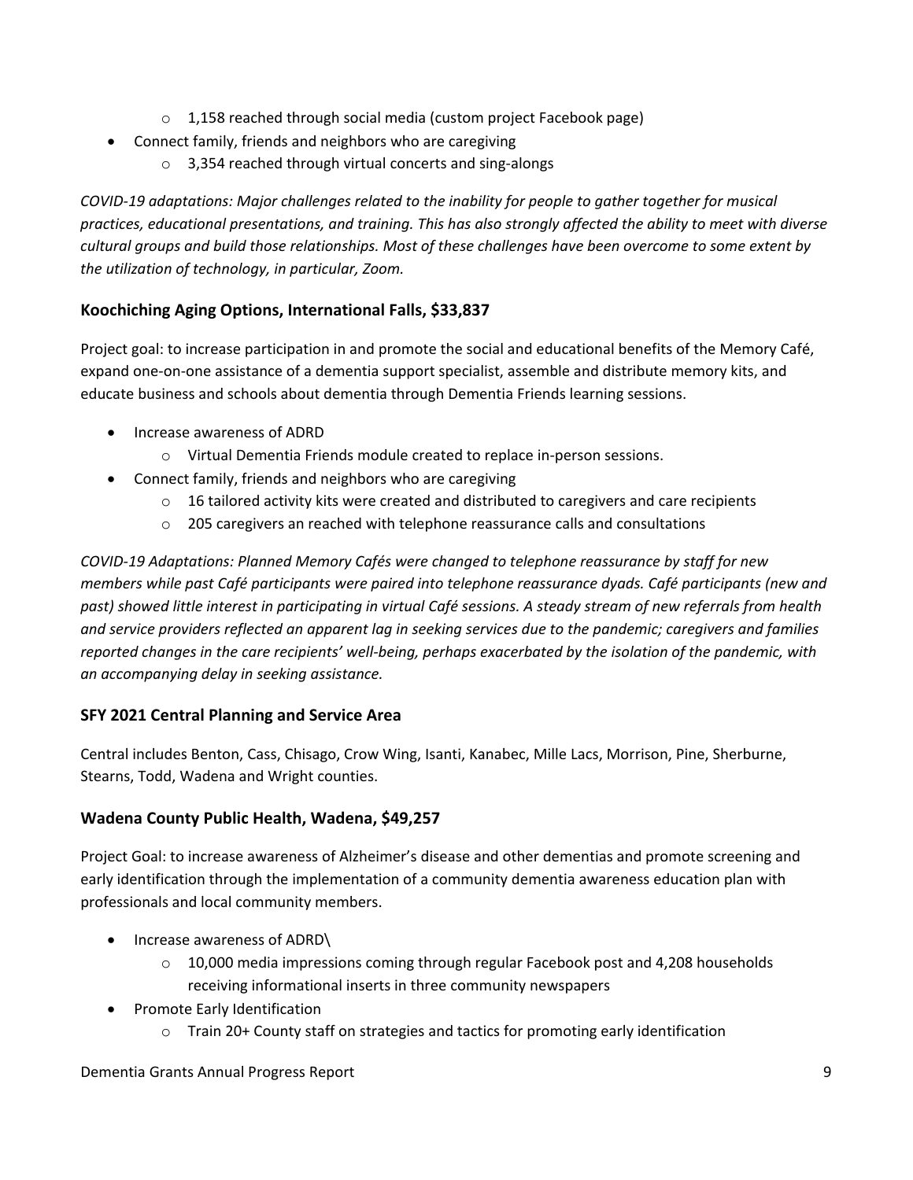- 1,158 reached through social media (custom project Facebook page)
- Connect family, friends and neighbors who are caregiving
    - 3,354 reached through virtual concerts and sing-alongs

*COVID-19 adaptations: Major challenges related to the inability for people to gather together for musical practices, educational presentations, and training. This has also strongly affected the ability to meet with diverse cultural groups and build those relationships. Most of these challenges have been overcome to some extent by the utilization of technology, in particular, Zoom.*

### Koochiching Aging Options, International Falls, $33,837

Project goal: to increase participation in and promote the social and educational benefits of the Memory Café, expand one-on-one assistance of a dementia support specialist, assemble and distribute memory kits, and educate business and schools about dementia through Dementia Friends learning sessions.

- Increase awareness of ADRD
    - Virtual Dementia Friends module created to replace in-person sessions.
- Connect family, friends and neighbors who are caregiving
    - 16 tailored activity kits were created and distributed to caregivers and care recipients
    - 205 caregivers an reached with telephone reassurance calls and consultations

*COVID-19 Adaptations: Planned Memory Cafés were changed to telephone reassurance by staff for new members while past Café participants were paired into telephone reassurance dyads. Café participants (new and past) showed little interest in participating in virtual Café sessions. A steady stream of new referrals from health and service providers reflected an apparent lag in seeking services due to the pandemic; caregivers and families reported changes in the care recipients' well-being, perhaps exacerbated by the isolation of the pandemic, with an accompanying delay in seeking assistance.*

### SFY 2021 Central Planning and Service Area

Central includes Benton, Cass, Chisago, Crow Wing, Isanti, Kanabec, Mille Lacs, Morrison, Pine, Sherburne, Stearns, Todd, Wadena and Wright counties.

### Wadena County Public Health, Wadena, $49,257

Project Goal: to increase awareness of Alzheimer's disease and other dementias and promote screening and early identification through the implementation of a community dementia awareness education plan with professionals and local community members.

- Increase awareness of ADRD\
    - 10,000 media impressions coming through regular Facebook post and 4,208 households receiving informational inserts in three community newspapers
- Promote Early Identification
    - Train 20+ County staff on strategies and tactics for promoting early identification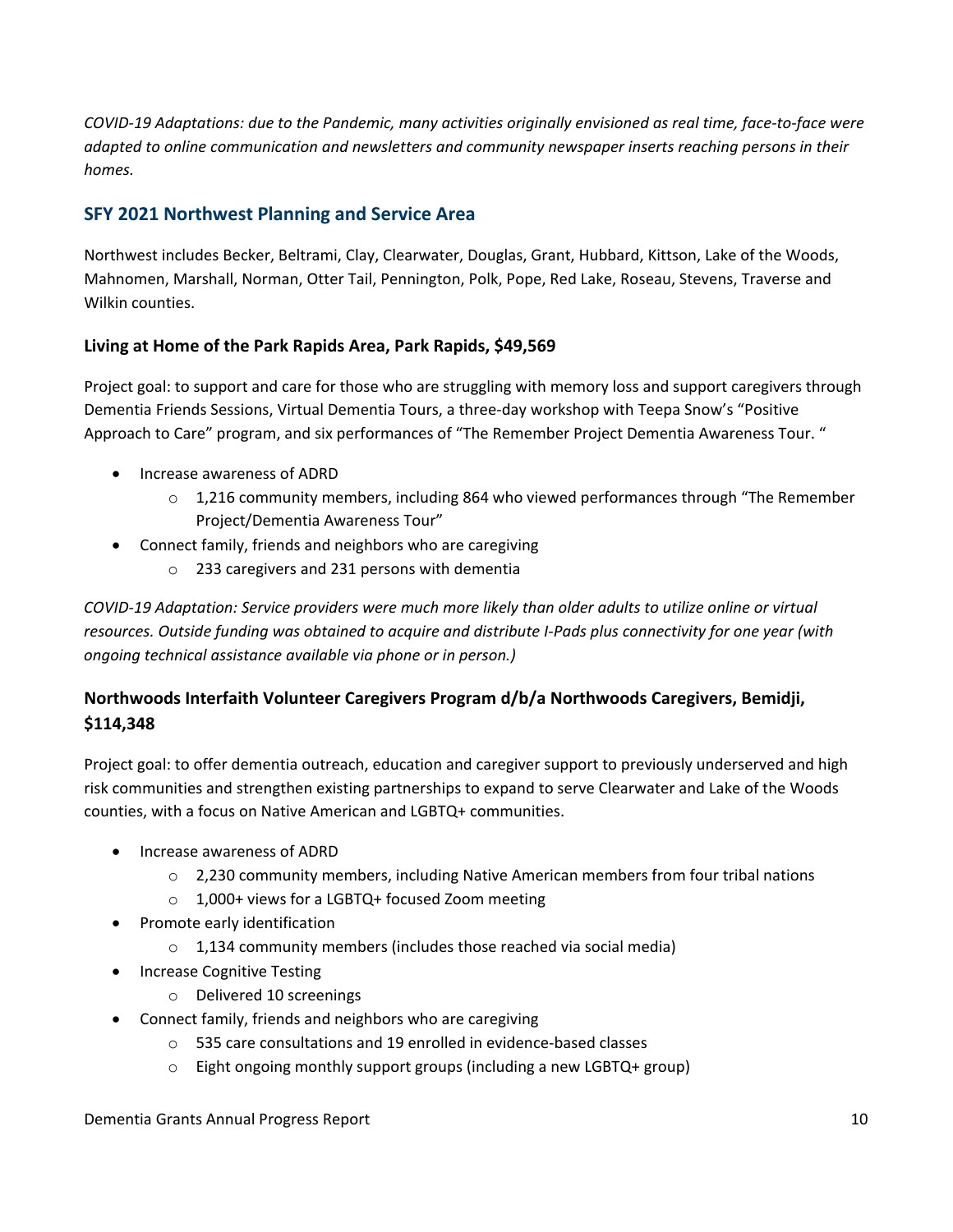*COVID-19 Adaptations: due to the Pandemic, many activities originally envisioned as real time, face-to-face were adapted to online communication and newsletters and community newspaper inserts reaching persons in their homes.*

## SFY 2021 Northwest Planning and Service Area

Northwest includes Becker, Beltrami, Clay, Clearwater, Douglas, Grant, Hubbard, Kittson, Lake of the Woods, Mahnomen, Marshall, Norman, Otter Tail, Pennington, Polk, Pope, Red Lake, Roseau, Stevens, Traverse and Wilkin counties.

### Living at Home of the Park Rapids Area, Park Rapids, $49,569

Project goal: to support and care for those who are struggling with memory loss and support caregivers through Dementia Friends Sessions, Virtual Dementia Tours, a three-day workshop with Teepa Snow's "Positive Approach to Care" program, and six performances of "The Remember Project Dementia Awareness Tour. "

- Increase awareness of ADRD
  - 1,216 community members, including 864 who viewed performances through "The Remember Project/Dementia Awareness Tour"
- Connect family, friends and neighbors who are caregiving
  - 233 caregivers and 231 persons with dementia

*COVID-19 Adaptation: Service providers were much more likely than older adults to utilize online or virtual resources. Outside funding was obtained to acquire and distribute I-Pads plus connectivity for one year (with ongoing technical assistance available via phone or in person.)*

### Northwoods Interfaith Volunteer Caregivers Program d/b/a Northwoods Caregivers, Bemidji, $114,348

Project goal: to offer dementia outreach, education and caregiver support to previously underserved and high risk communities and strengthen existing partnerships to expand to serve Clearwater and Lake of the Woods counties, with a focus on Native American and LGBTQ+ communities.

- Increase awareness of ADRD
  - 2,230 community members, including Native American members from four tribal nations
  - 1,000+ views for a LGBTQ+ focused Zoom meeting
- Promote early identification
  - 1,134 community members (includes those reached via social media)
- Increase Cognitive Testing
  - Delivered 10 screenings
- Connect family, friends and neighbors who are caregiving
  - 535 care consultations and 19 enrolled in evidence-based classes
  - Eight ongoing monthly support groups (including a new LGBTQ+ group)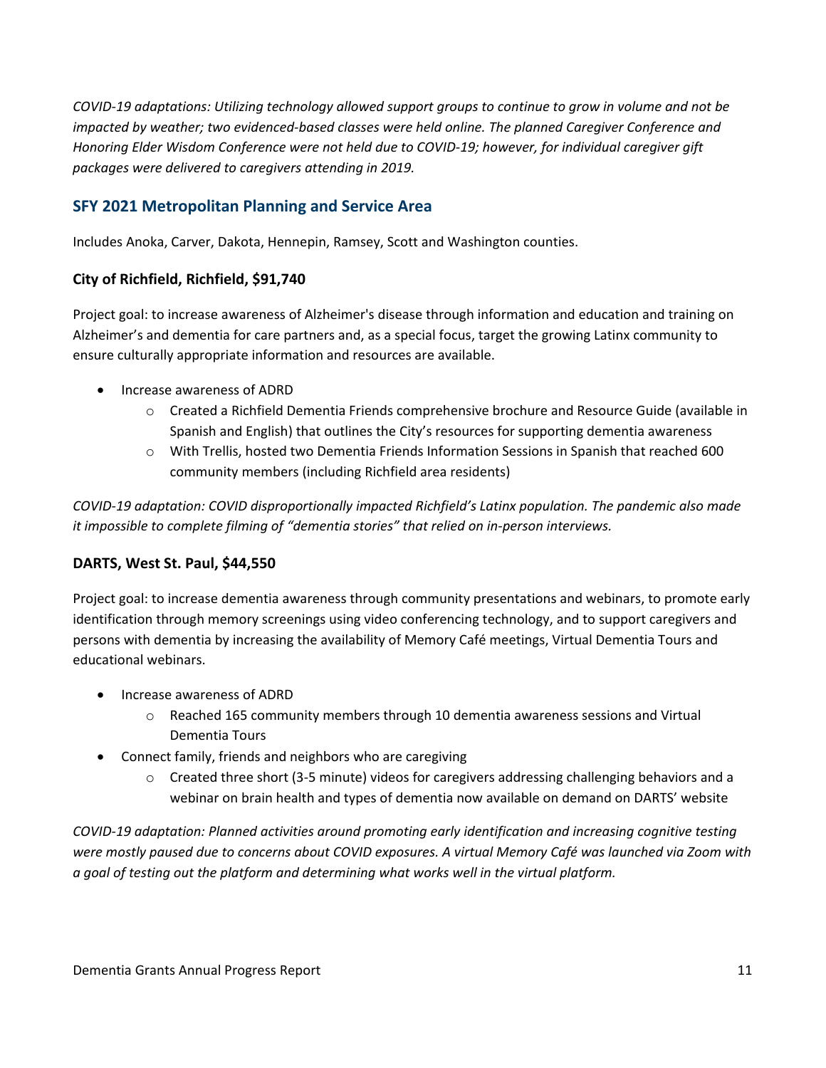*COVID-19 adaptations: Utilizing technology allowed support groups to continue to grow in volume and not be impacted by weather; two evidenced-based classes were held online. The planned Caregiver Conference and Honoring Elder Wisdom Conference were not held due to COVID-19; however, for individual caregiver gift packages were delivered to caregivers attending in 2019.*

## SFY 2021 Metropolitan Planning and Service Area

Includes Anoka, Carver, Dakota, Hennepin, Ramsey, Scott and Washington counties.

### City of Richfield, Richfield, $91,740

Project goal: to increase awareness of Alzheimer's disease through information and education and training on Alzheimer's and dementia for care partners and, as a special focus, target the growing Latinx community to ensure culturally appropriate information and resources are available.

- Increase awareness of ADRD
    - Created a Richfield Dementia Friends comprehensive brochure and Resource Guide (available in Spanish and English) that outlines the City's resources for supporting dementia awareness
    - With Trellis, hosted two Dementia Friends Information Sessions in Spanish that reached 600 community members (including Richfield area residents)

*COVID-19 adaptation: COVID disproportionally impacted Richfield's Latinx population. The pandemic also made it impossible to complete filming of "dementia stories" that relied on in-person interviews.*

### DARTS, West St. Paul, $44,550

Project goal: to increase dementia awareness through community presentations and webinars, to promote early identification through memory screenings using video conferencing technology, and to support caregivers and persons with dementia by increasing the availability of Memory Café meetings, Virtual Dementia Tours and educational webinars.

- Increase awareness of ADRD
    - Reached 165 community members through 10 dementia awareness sessions and Virtual Dementia Tours
- Connect family, friends and neighbors who are caregiving
    - Created three short (3-5 minute) videos for caregivers addressing challenging behaviors and a webinar on brain health and types of dementia now available on demand on DARTS' website

*COVID-19 adaptation: Planned activities around promoting early identification and increasing cognitive testing were mostly paused due to concerns about COVID exposures. A virtual Memory Café was launched via Zoom with a goal of testing out the platform and determining what works well in the virtual platform.*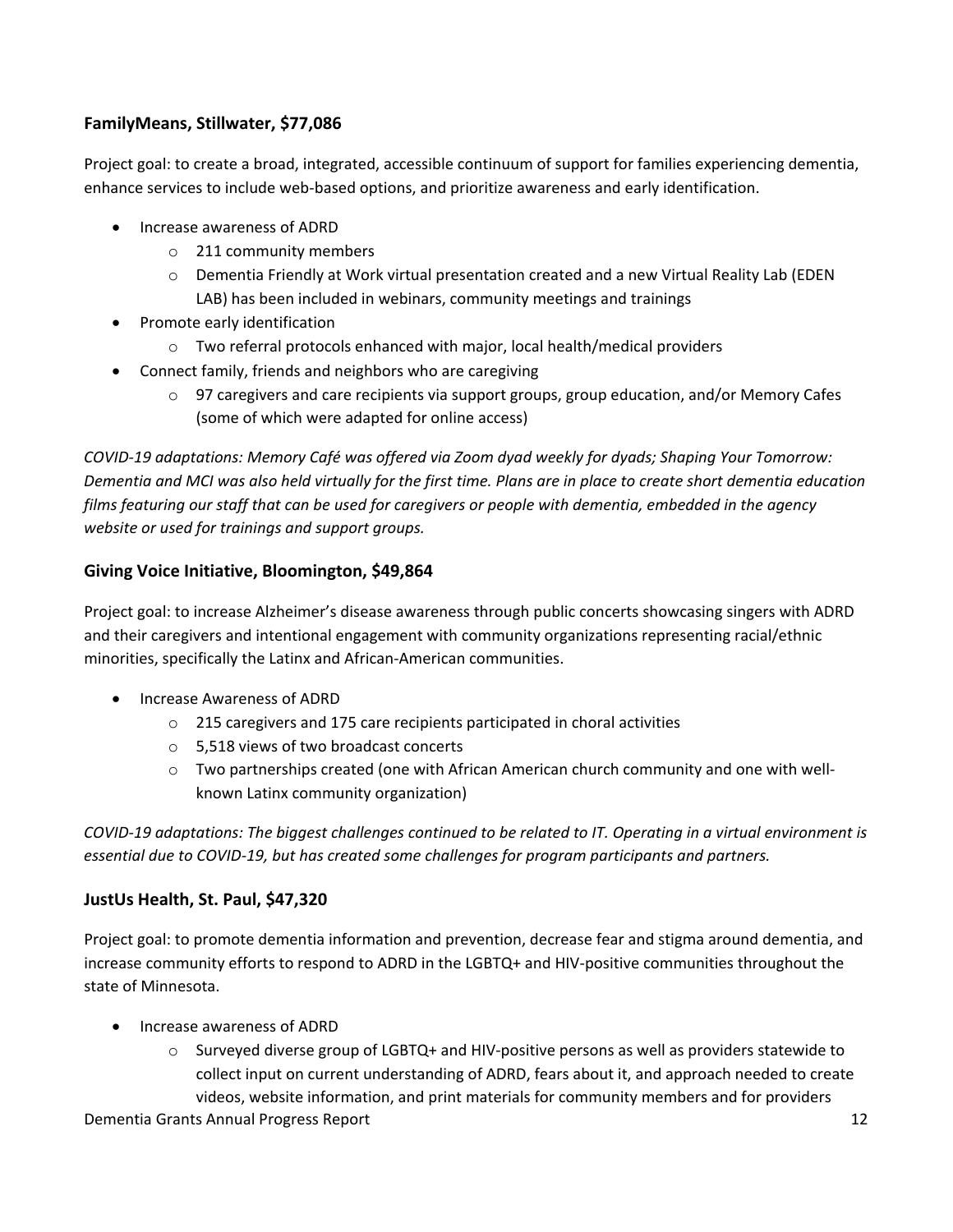### FamilyMeans, Stillwater, $77,086

Project goal: to create a broad, integrated, accessible continuum of support for families experiencing dementia, enhance services to include web-based options, and prioritize awareness and early identification.

- Increase awareness of ADRD
  - 211 community members
  - Dementia Friendly at Work virtual presentation created and a new Virtual Reality Lab (EDEN LAB) has been included in webinars, community meetings and trainings
- Promote early identification
  - Two referral protocols enhanced with major, local health/medical providers
- Connect family, friends and neighbors who are caregiving
  - 97 caregivers and care recipients via support groups, group education, and/or Memory Cafes (some of which were adapted for online access)

*COVID-19 adaptations: Memory Café was offered via Zoom dyad weekly for dyads; Shaping Your Tomorrow: Dementia and MCI was also held virtually for the first time. Plans are in place to create short dementia education films featuring our staff that can be used for caregivers or people with dementia, embedded in the agency website or used for trainings and support groups.*

### Giving Voice Initiative, Bloomington, $49,864

Project goal: to increase Alzheimer's disease awareness through public concerts showcasing singers with ADRD and their caregivers and intentional engagement with community organizations representing racial/ethnic minorities, specifically the Latinx and African-American communities.

- Increase Awareness of ADRD
  - 215 caregivers and 175 care recipients participated in choral activities
  - 5,518 views of two broadcast concerts
  - Two partnerships created (one with African American church community and one with well-known Latinx community organization)

*COVID-19 adaptations: The biggest challenges continued to be related to IT. Operating in a virtual environment is essential due to COVID-19, but has created some challenges for program participants and partners.*

### JustUs Health, St. Paul, $47,320

Project goal: to promote dementia information and prevention, decrease fear and stigma around dementia, and increase community efforts to respond to ADRD in the LGBTQ+ and HIV-positive communities throughout the state of Minnesota.

- Increase awareness of ADRD
  - Surveyed diverse group of LGBTQ+ and HIV-positive persons as well as providers statewide to collect input on current understanding of ADRD, fears about it, and approach needed to create videos, website information, and print materials for community members and for providers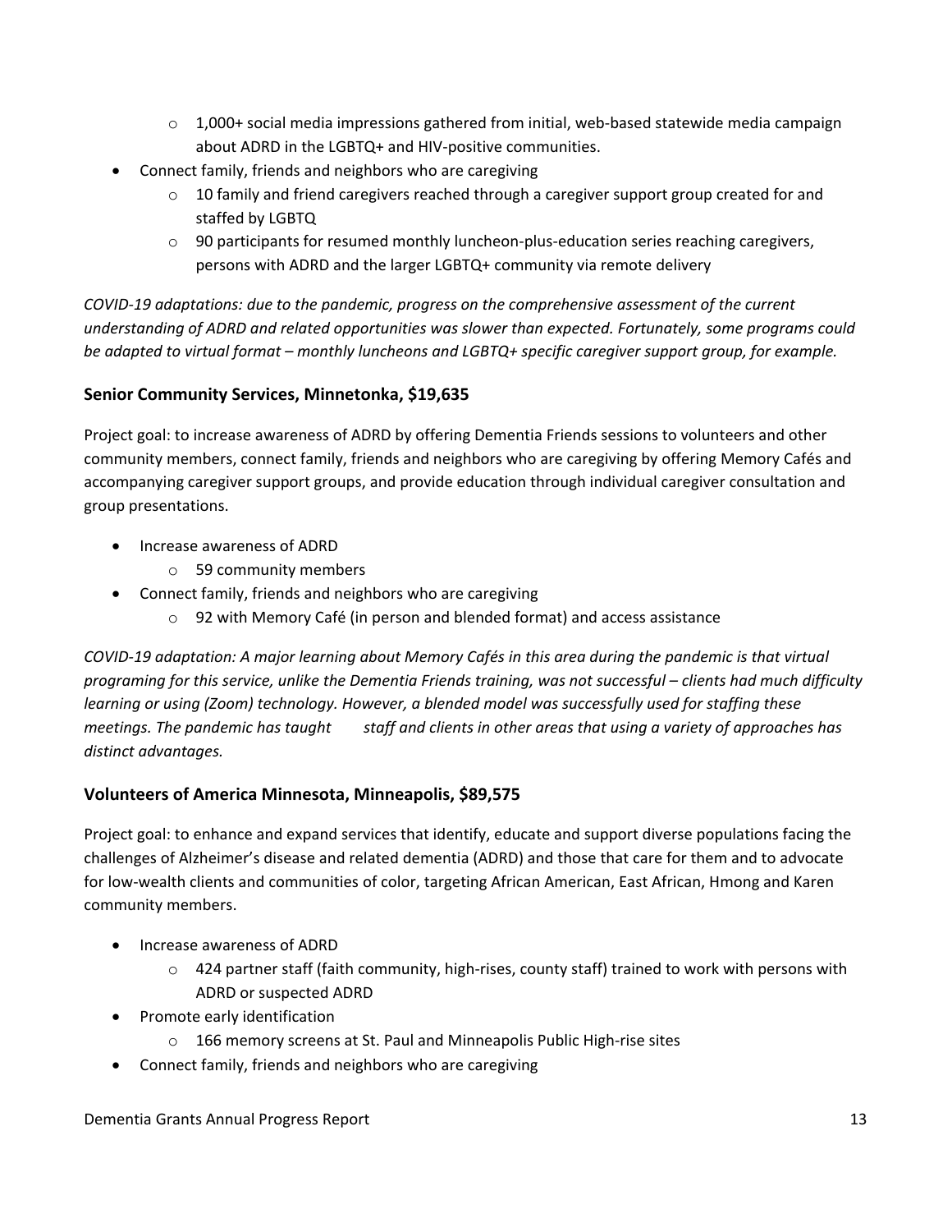- 1,000+ social media impressions gathered from initial, web-based statewide media campaign about ADRD in the LGBTQ+ and HIV-positive communities.
- Connect family, friends and neighbors who are caregiving
  - 10 family and friend caregivers reached through a caregiver support group created for and staffed by LGBTQ
  - 90 participants for resumed monthly luncheon-plus-education series reaching caregivers, persons with ADRD and the larger LGBTQ+ community via remote delivery

*COVID-19 adaptations: due to the pandemic, progress on the comprehensive assessment of the current understanding of ADRD and related opportunities was slower than expected. Fortunately, some programs could be adapted to virtual format – monthly luncheons and LGBTQ+ specific caregiver support group, for example.*

### Senior Community Services, Minnetonka, $19,635

Project goal: to increase awareness of ADRD by offering Dementia Friends sessions to volunteers and other community members, connect family, friends and neighbors who are caregiving by offering Memory Cafés and accompanying caregiver support groups, and provide education through individual caregiver consultation and group presentations.

- Increase awareness of ADRD
  - 59 community members
- Connect family, friends and neighbors who are caregiving
  - 92 with Memory Café (in person and blended format) and access assistance

*COVID-19 adaptation: A major learning about Memory Cafés in this area during the pandemic is that virtual programing for this service, unlike the Dementia Friends training, was not successful – clients had much difficulty learning or using (Zoom) technology. However, a blended model was successfully used for staffing these meetings. The pandemic has taught staff and clients in other areas that using a variety of approaches has distinct advantages.*

### Volunteers of America Minnesota, Minneapolis, $89,575

Project goal: to enhance and expand services that identify, educate and support diverse populations facing the challenges of Alzheimer's disease and related dementia (ADRD) and those that care for them and to advocate for low-wealth clients and communities of color, targeting African American, East African, Hmong and Karen community members.

- Increase awareness of ADRD
  - 424 partner staff (faith community, high-rises, county staff) trained to work with persons with ADRD or suspected ADRD
- Promote early identification
  - 166 memory screens at St. Paul and Minneapolis Public High-rise sites
- Connect family, friends and neighbors who are caregiving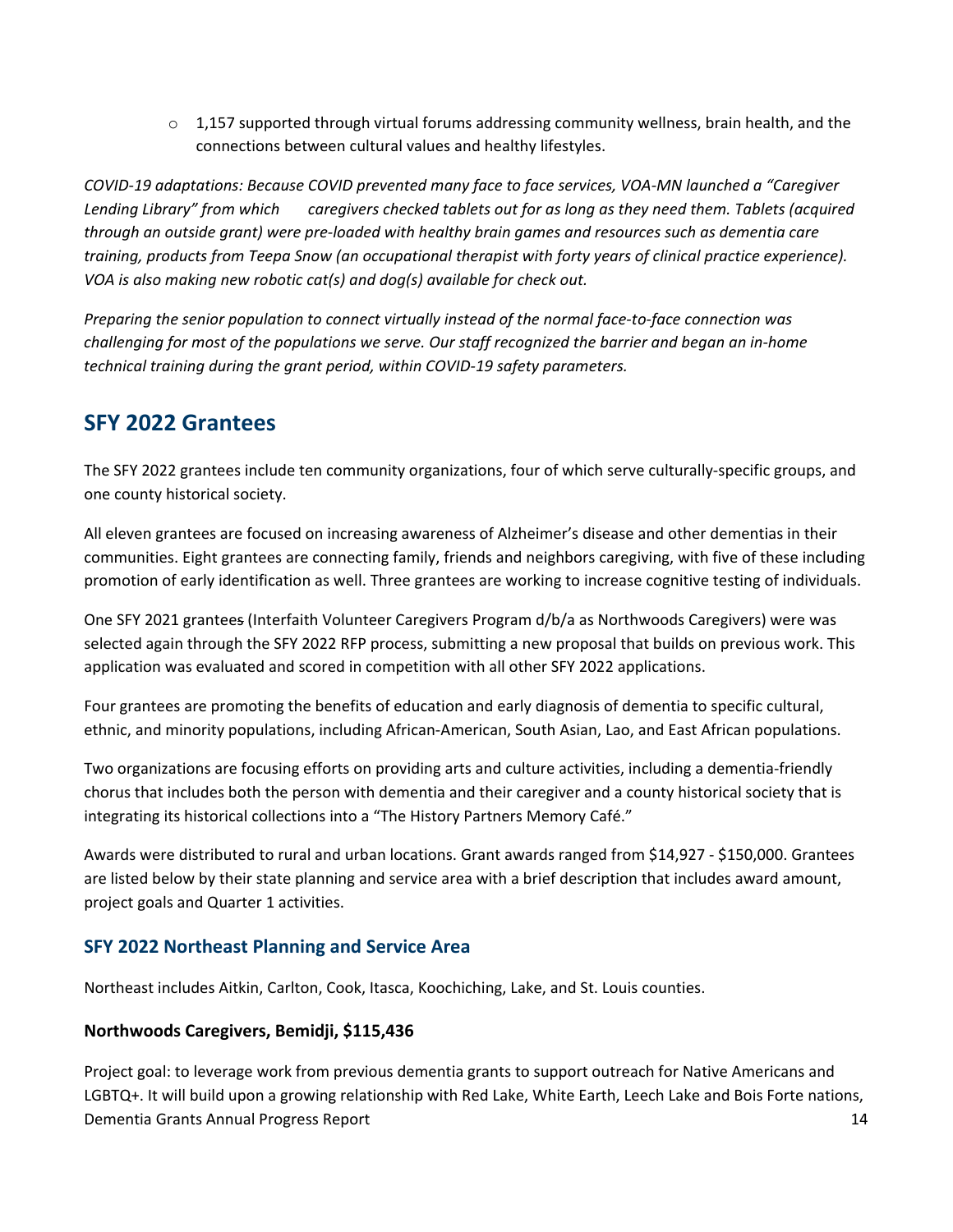- 1,157 supported through virtual forums addressing community wellness, brain health, and the connections between cultural values and healthy lifestyles.

*COVID-19 adaptations: Because COVID prevented many face to face services, VOA-MN launched a "Caregiver Lending Library" from which caregivers checked tablets out for as long as they need them. Tablets (acquired through an outside grant) were pre-loaded with healthy brain games and resources such as dementia care training, products from Teepa Snow (an occupational therapist with forty years of clinical practice experience). VOA is also making new robotic cat(s) and dog(s) available for check out.*

*Preparing the senior population to connect virtually instead of the normal face-to-face connection was challenging for most of the populations we serve. Our staff recognized the barrier and began an in-home technical training during the grant period, within COVID-19 safety parameters.*

## SFY 2022 Grantees

The SFY 2022 grantees include ten community organizations, four of which serve culturally-specific groups, and one county historical society.

All eleven grantees are focused on increasing awareness of Alzheimer's disease and other dementias in their communities. Eight grantees are connecting family, friends and neighbors caregiving, with five of these including promotion of early identification as well. Three grantees are working to increase cognitive testing of individuals.

One SFY 2021 grantees (Interfaith Volunteer Caregivers Program d/b/a as Northwoods Caregivers) were was selected again through the SFY 2022 RFP process, submitting a new proposal that builds on previous work. This application was evaluated and scored in competition with all other SFY 2022 applications.

Four grantees are promoting the benefits of education and early diagnosis of dementia to specific cultural, ethnic, and minority populations, including African-American, South Asian, Lao, and East African populations.

Two organizations are focusing efforts on providing arts and culture activities, including a dementia-friendly chorus that includes both the person with dementia and their caregiver and a county historical society that is integrating its historical collections into a "The History Partners Memory Café."

Awards were distributed to rural and urban locations. Grant awards ranged from $14,927 - $150,000. Grantees are listed below by their state planning and service area with a brief description that includes award amount, project goals and Quarter 1 activities.

### SFY 2022 Northeast Planning and Service Area

Northeast includes Aitkin, Carlton, Cook, Itasca, Koochiching, Lake, and St. Louis counties.

**Northwoods Caregivers, Bemidji, $115,436**

Project goal: to leverage work from previous dementia grants to support outreach for Native Americans and LGBTQ+. It will build upon a growing relationship with Red Lake, White Earth, Leech Lake and Bois Forte nations,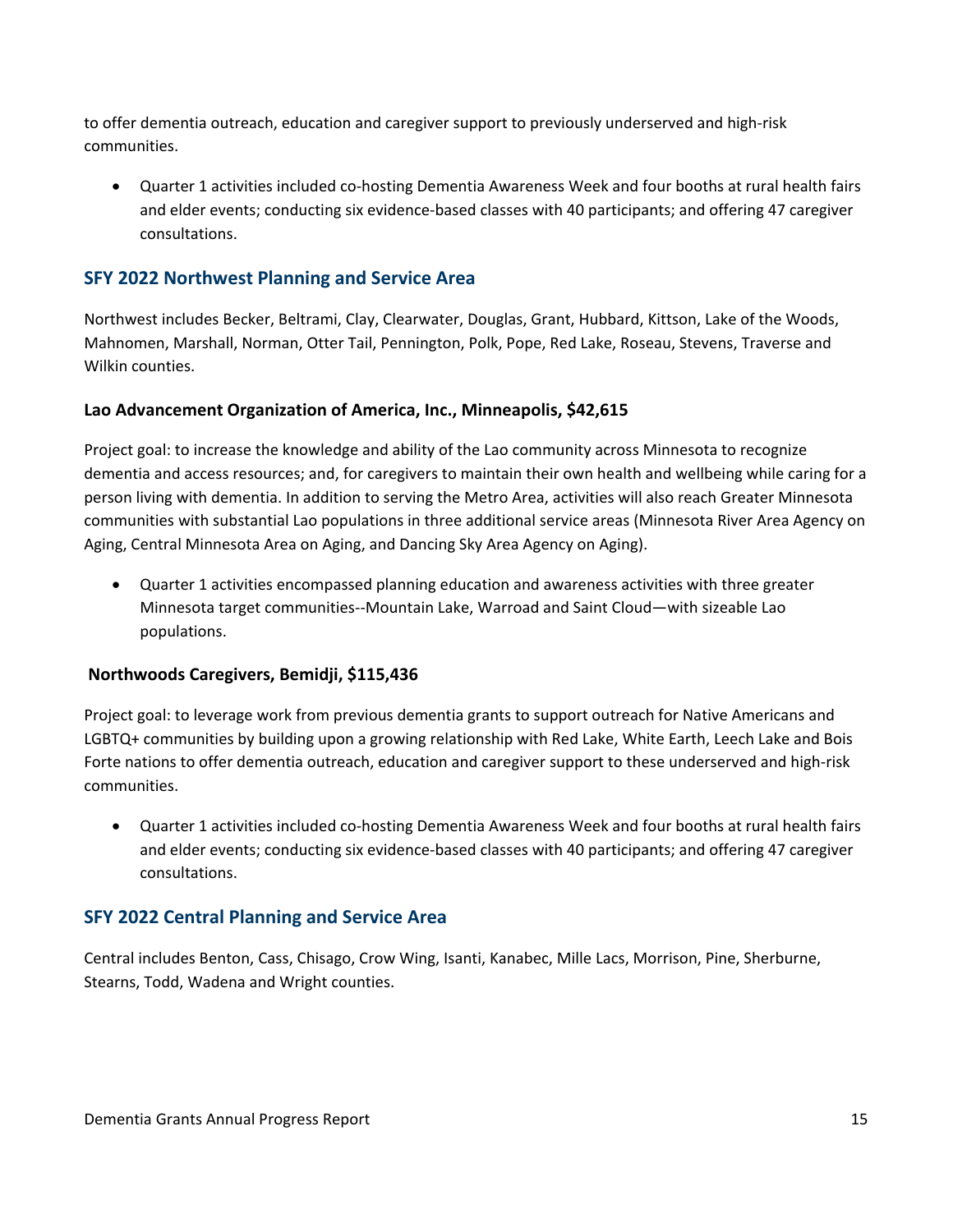to offer dementia outreach, education and caregiver support to previously underserved and high-risk communities.

- Quarter 1 activities included co-hosting Dementia Awareness Week and four booths at rural health fairs and elder events; conducting six evidence-based classes with 40 participants; and offering 47 caregiver consultations.

## SFY 2022 Northwest Planning and Service Area

Northwest includes Becker, Beltrami, Clay, Clearwater, Douglas, Grant, Hubbard, Kittson, Lake of the Woods, Mahnomen, Marshall, Norman, Otter Tail, Pennington, Polk, Pope, Red Lake, Roseau, Stevens, Traverse and Wilkin counties.

**Lao Advancement Organization of America, Inc., Minneapolis, $42,615**

Project goal: to increase the knowledge and ability of the Lao community across Minnesota to recognize dementia and access resources; and, for caregivers to maintain their own health and wellbeing while caring for a person living with dementia. In addition to serving the Metro Area, activities will also reach Greater Minnesota communities with substantial Lao populations in three additional service areas (Minnesota River Area Agency on Aging, Central Minnesota Area on Aging, and Dancing Sky Area Agency on Aging).

- Quarter 1 activities encompassed planning education and awareness activities with three greater Minnesota target communities--Mountain Lake, Warroad and Saint Cloud—with sizeable Lao populations.

**Northwoods Caregivers, Bemidji, $115,436**

Project goal: to leverage work from previous dementia grants to support outreach for Native Americans and LGBTQ+ communities by building upon a growing relationship with Red Lake, White Earth, Leech Lake and Bois Forte nations to offer dementia outreach, education and caregiver support to these underserved and high-risk communities.

- Quarter 1 activities included co-hosting Dementia Awareness Week and four booths at rural health fairs and elder events; conducting six evidence-based classes with 40 participants; and offering 47 caregiver consultations.

## SFY 2022 Central Planning and Service Area

Central includes Benton, Cass, Chisago, Crow Wing, Isanti, Kanabec, Mille Lacs, Morrison, Pine, Sherburne, Stearns, Todd, Wadena and Wright counties.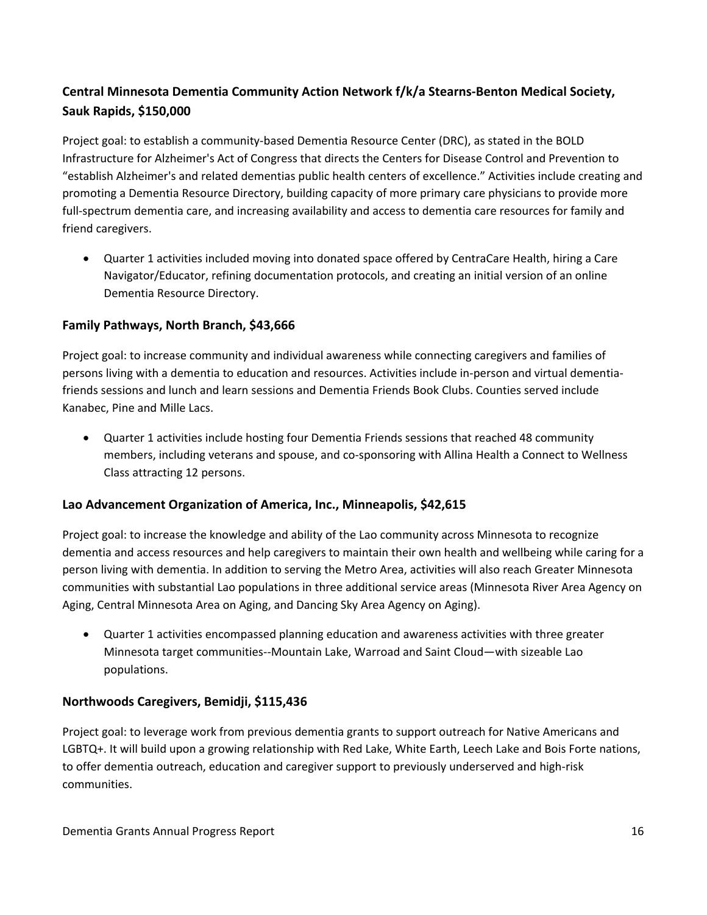### Central Minnesota Dementia Community Action Network f/k/a Stearns-Benton Medical Society, Sauk Rapids, $150,000

Project goal: to establish a community-based Dementia Resource Center (DRC), as stated in the BOLD Infrastructure for Alzheimer's Act of Congress that directs the Centers for Disease Control and Prevention to "establish Alzheimer's and related dementias public health centers of excellence." Activities include creating and promoting a Dementia Resource Directory, building capacity of more primary care physicians to provide more full-spectrum dementia care, and increasing availability and access to dementia care resources for family and friend caregivers.

- Quarter 1 activities included moving into donated space offered by CentraCare Health, hiring a Care Navigator/Educator, refining documentation protocols, and creating an initial version of an online Dementia Resource Directory.

### Family Pathways, North Branch, $43,666

Project goal: to increase community and individual awareness while connecting caregivers and families of persons living with a dementia to education and resources. Activities include in-person and virtual dementia-friends sessions and lunch and learn sessions and Dementia Friends Book Clubs. Counties served include Kanabec, Pine and Mille Lacs.

- Quarter 1 activities include hosting four Dementia Friends sessions that reached 48 community members, including veterans and spouse, and co-sponsoring with Allina Health a Connect to Wellness Class attracting 12 persons.

### Lao Advancement Organization of America, Inc., Minneapolis, $42,615

Project goal: to increase the knowledge and ability of the Lao community across Minnesota to recognize dementia and access resources and help caregivers to maintain their own health and wellbeing while caring for a person living with dementia. In addition to serving the Metro Area, activities will also reach Greater Minnesota communities with substantial Lao populations in three additional service areas (Minnesota River Area Agency on Aging, Central Minnesota Area on Aging, and Dancing Sky Area Agency on Aging).

- Quarter 1 activities encompassed planning education and awareness activities with three greater Minnesota target communities--Mountain Lake, Warroad and Saint Cloud—with sizeable Lao populations.

### Northwoods Caregivers, Bemidji, $115,436

Project goal: to leverage work from previous dementia grants to support outreach for Native Americans and LGBTQ+. It will build upon a growing relationship with Red Lake, White Earth, Leech Lake and Bois Forte nations, to offer dementia outreach, education and caregiver support to previously underserved and high-risk communities.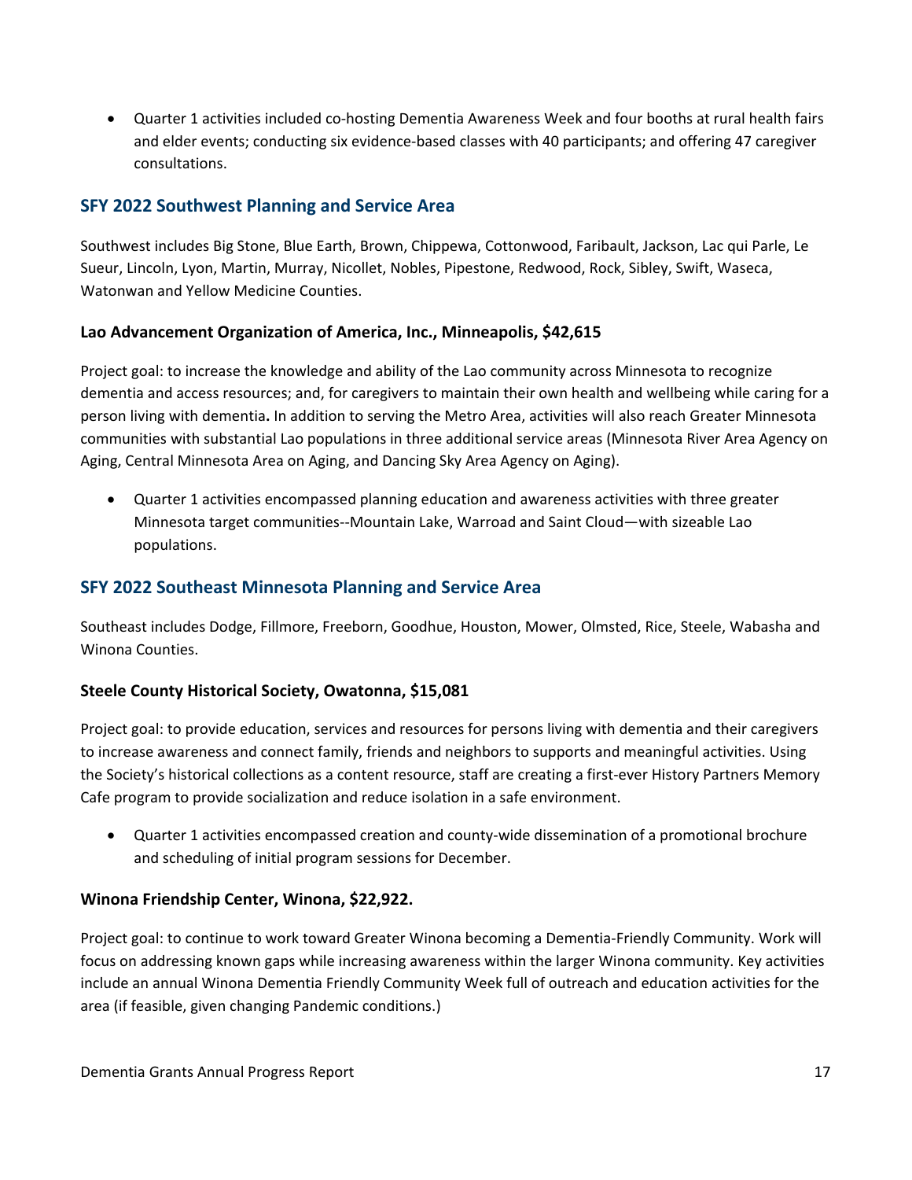- Quarter 1 activities included co-hosting Dementia Awareness Week and four booths at rural health fairs and elder events; conducting six evidence-based classes with 40 participants; and offering 47 caregiver consultations.

## SFY 2022 Southwest Planning and Service Area

Southwest includes Big Stone, Blue Earth, Brown, Chippewa, Cottonwood, Faribault, Jackson, Lac qui Parle, Le Sueur, Lincoln, Lyon, Martin, Murray, Nicollet, Nobles, Pipestone, Redwood, Rock, Sibley, Swift, Waseca, Watonwan and Yellow Medicine Counties.

### Lao Advancement Organization of America, Inc., Minneapolis, $42,615

Project goal: to increase the knowledge and ability of the Lao community across Minnesota to recognize dementia and access resources; and, for caregivers to maintain their own health and wellbeing while caring for a person living with dementia**.** In addition to serving the Metro Area, activities will also reach Greater Minnesota communities with substantial Lao populations in three additional service areas (Minnesota River Area Agency on Aging, Central Minnesota Area on Aging, and Dancing Sky Area Agency on Aging).

- Quarter 1 activities encompassed planning education and awareness activities with three greater Minnesota target communities--Mountain Lake, Warroad and Saint Cloud—with sizeable Lao populations.

## SFY 2022 Southeast Minnesota Planning and Service Area

Southeast includes Dodge, Fillmore, Freeborn, Goodhue, Houston, Mower, Olmsted, Rice, Steele, Wabasha and Winona Counties.

### Steele County Historical Society, Owatonna, $15,081

Project goal: to provide education, services and resources for persons living with dementia and their caregivers to increase awareness and connect family, friends and neighbors to supports and meaningful activities. Using the Society's historical collections as a content resource, staff are creating a first-ever History Partners Memory Cafe program to provide socialization and reduce isolation in a safe environment.

- Quarter 1 activities encompassed creation and county-wide dissemination of a promotional brochure and scheduling of initial program sessions for December.

### Winona Friendship Center, Winona, $22,922.

Project goal: to continue to work toward Greater Winona becoming a Dementia-Friendly Community. Work will focus on addressing known gaps while increasing awareness within the larger Winona community. Key activities include an annual Winona Dementia Friendly Community Week full of outreach and education activities for the area (if feasible, given changing Pandemic conditions.)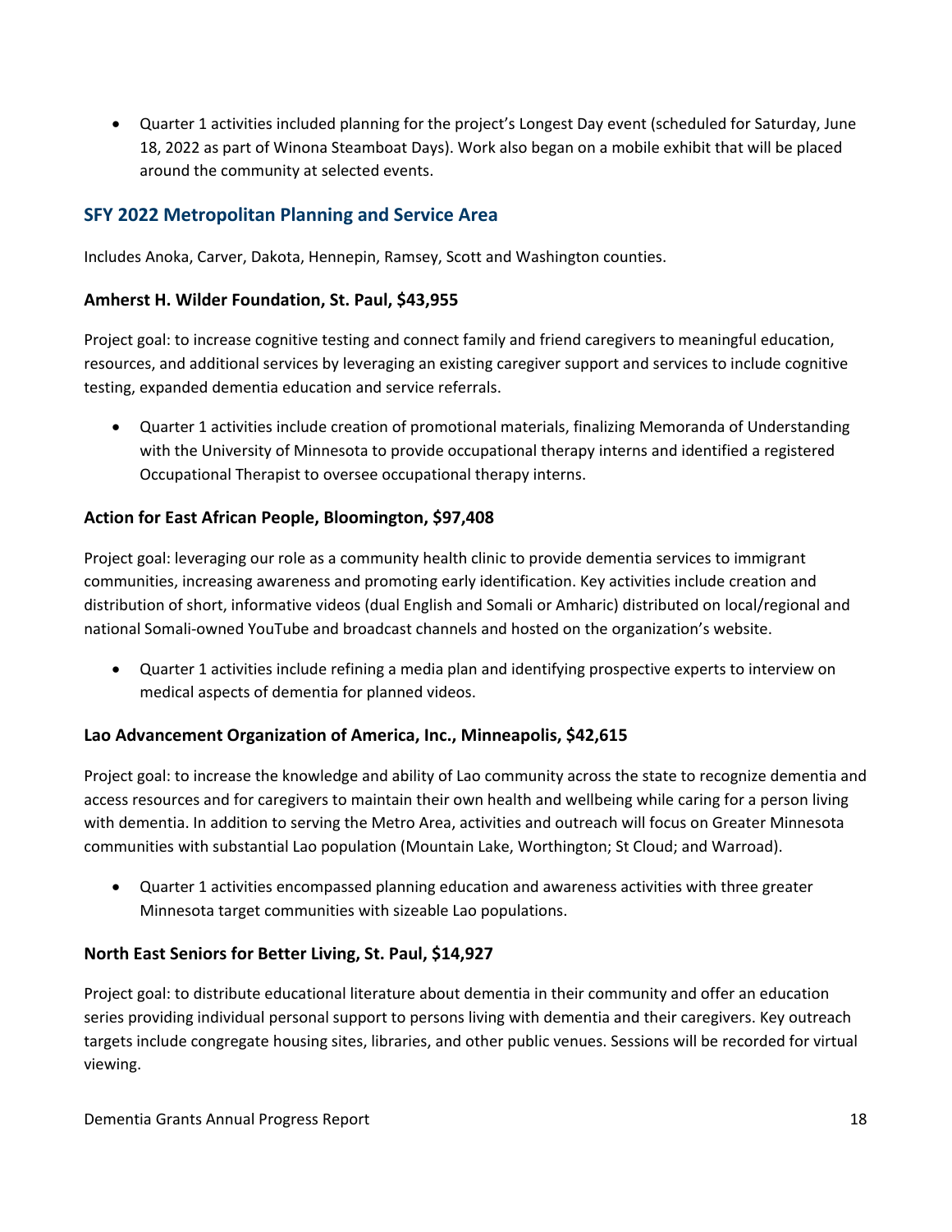- Quarter 1 activities included planning for the project's Longest Day event (scheduled for Saturday, June 18, 2022 as part of Winona Steamboat Days). Work also began on a mobile exhibit that will be placed around the community at selected events.

## SFY 2022 Metropolitan Planning and Service Area

Includes Anoka, Carver, Dakota, Hennepin, Ramsey, Scott and Washington counties.

### Amherst H. Wilder Foundation, St. Paul, $43,955

Project goal: to increase cognitive testing and connect family and friend caregivers to meaningful education, resources, and additional services by leveraging an existing caregiver support and services to include cognitive testing, expanded dementia education and service referrals.

- Quarter 1 activities include creation of promotional materials, finalizing Memoranda of Understanding with the University of Minnesota to provide occupational therapy interns and identified a registered Occupational Therapist to oversee occupational therapy interns.

### Action for East African People, Bloomington, $97,408

Project goal: leveraging our role as a community health clinic to provide dementia services to immigrant communities, increasing awareness and promoting early identification. Key activities include creation and distribution of short, informative videos (dual English and Somali or Amharic) distributed on local/regional and national Somali-owned YouTube and broadcast channels and hosted on the organization's website.

- Quarter 1 activities include refining a media plan and identifying prospective experts to interview on medical aspects of dementia for planned videos.

### Lao Advancement Organization of America, Inc., Minneapolis, $42,615

Project goal: to increase the knowledge and ability of Lao community across the state to recognize dementia and access resources and for caregivers to maintain their own health and wellbeing while caring for a person living with dementia. In addition to serving the Metro Area, activities and outreach will focus on Greater Minnesota communities with substantial Lao population (Mountain Lake, Worthington; St Cloud; and Warroad).

- Quarter 1 activities encompassed planning education and awareness activities with three greater Minnesota target communities with sizeable Lao populations.

### North East Seniors for Better Living, St. Paul, $14,927

Project goal: to distribute educational literature about dementia in their community and offer an education series providing individual personal support to persons living with dementia and their caregivers. Key outreach targets include congregate housing sites, libraries, and other public venues. Sessions will be recorded for virtual viewing.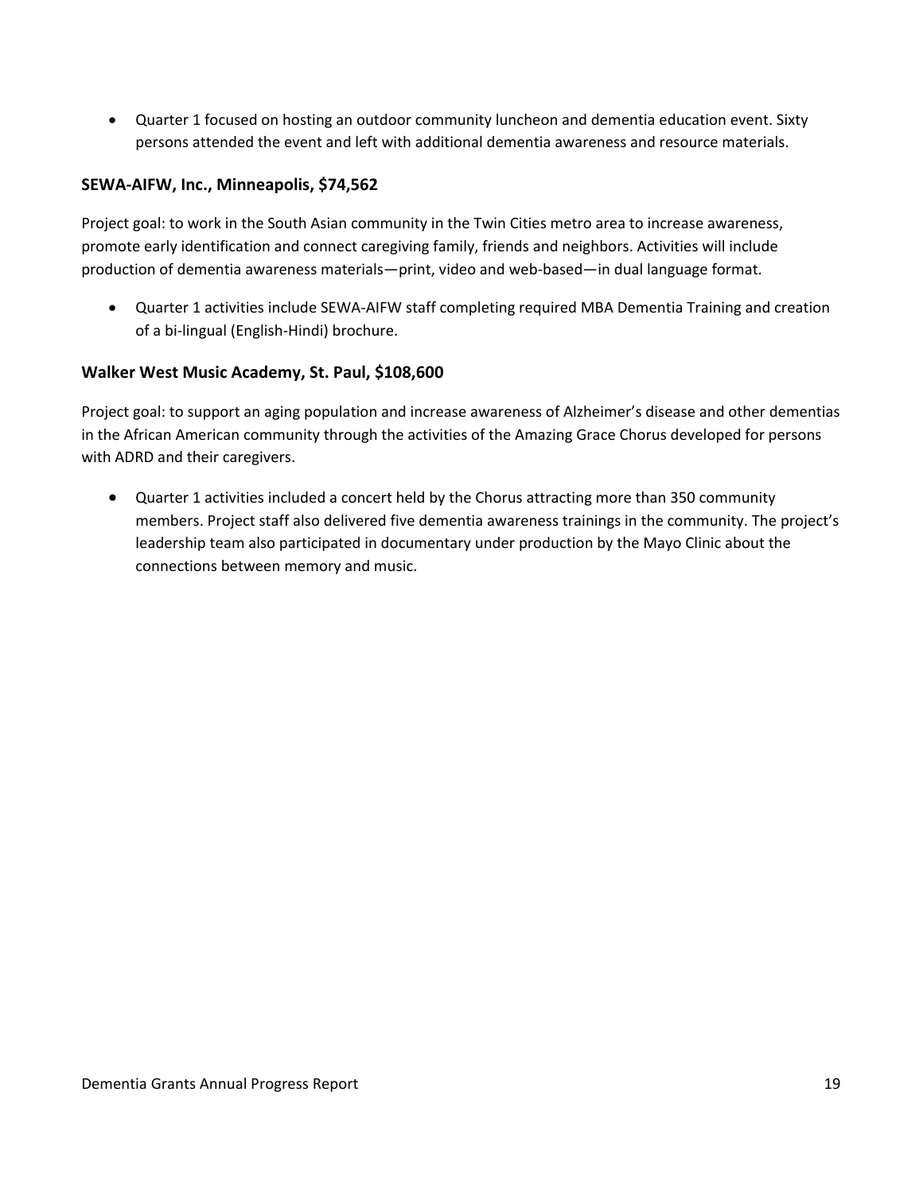- Quarter 1 focused on hosting an outdoor community luncheon and dementia education event. Sixty persons attended the event and left with additional dementia awareness and resource materials.

### SEWA-AIFW, Inc., Minneapolis, $74,562

Project goal: to work in the South Asian community in the Twin Cities metro area to increase awareness, promote early identification and connect caregiving family, friends and neighbors. Activities will include production of dementia awareness materials—print, video and web-based—in dual language format.

- Quarter 1 activities include SEWA-AIFW staff completing required MBA Dementia Training and creation of a bi-lingual (English-Hindi) brochure.

### Walker West Music Academy, St. Paul, $108,600

Project goal: to support an aging population and increase awareness of Alzheimer's disease and other dementias in the African American community through the activities of the Amazing Grace Chorus developed for persons with ADRD and their caregivers.

- Quarter 1 activities included a concert held by the Chorus attracting more than 350 community members. Project staff also delivered five dementia awareness trainings in the community. The project's leadership team also participated in documentary under production by the Mayo Clinic about the connections between memory and music.